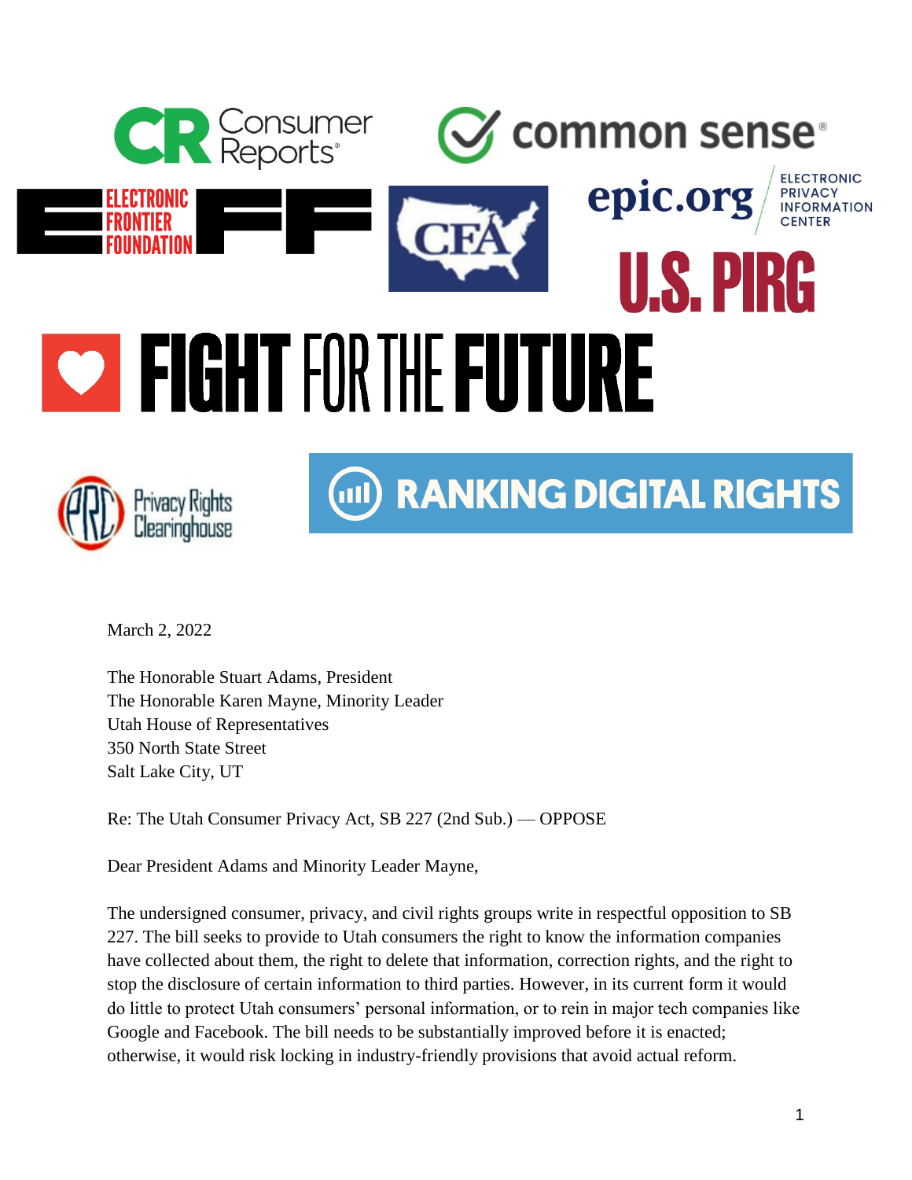March 2, 2022

The Honorable Stuart Adams, President
The Honorable Karen Mayne, Minority Leader
Utah House of Representatives
350 North State Street
Salt Lake City, UT

Re: The Utah Consumer Privacy Act, SB 227 (2nd Sub.) — OPPOSE

Dear President Adams and Minority Leader Mayne,

The undersigned consumer, privacy, and civil rights groups write in respectful opposition to SB 227. The bill seeks to provide to Utah consumers the right to know the information companies have collected about them, the right to delete that information, correction rights, and the right to stop the disclosure of certain information to third parties. However, in its current form it would do little to protect Utah consumers' personal information, or to rein in major tech companies like Google and Facebook. The bill needs to be substantially improved before it is enacted; otherwise, it would risk locking in industry-friendly provisions that avoid actual reform.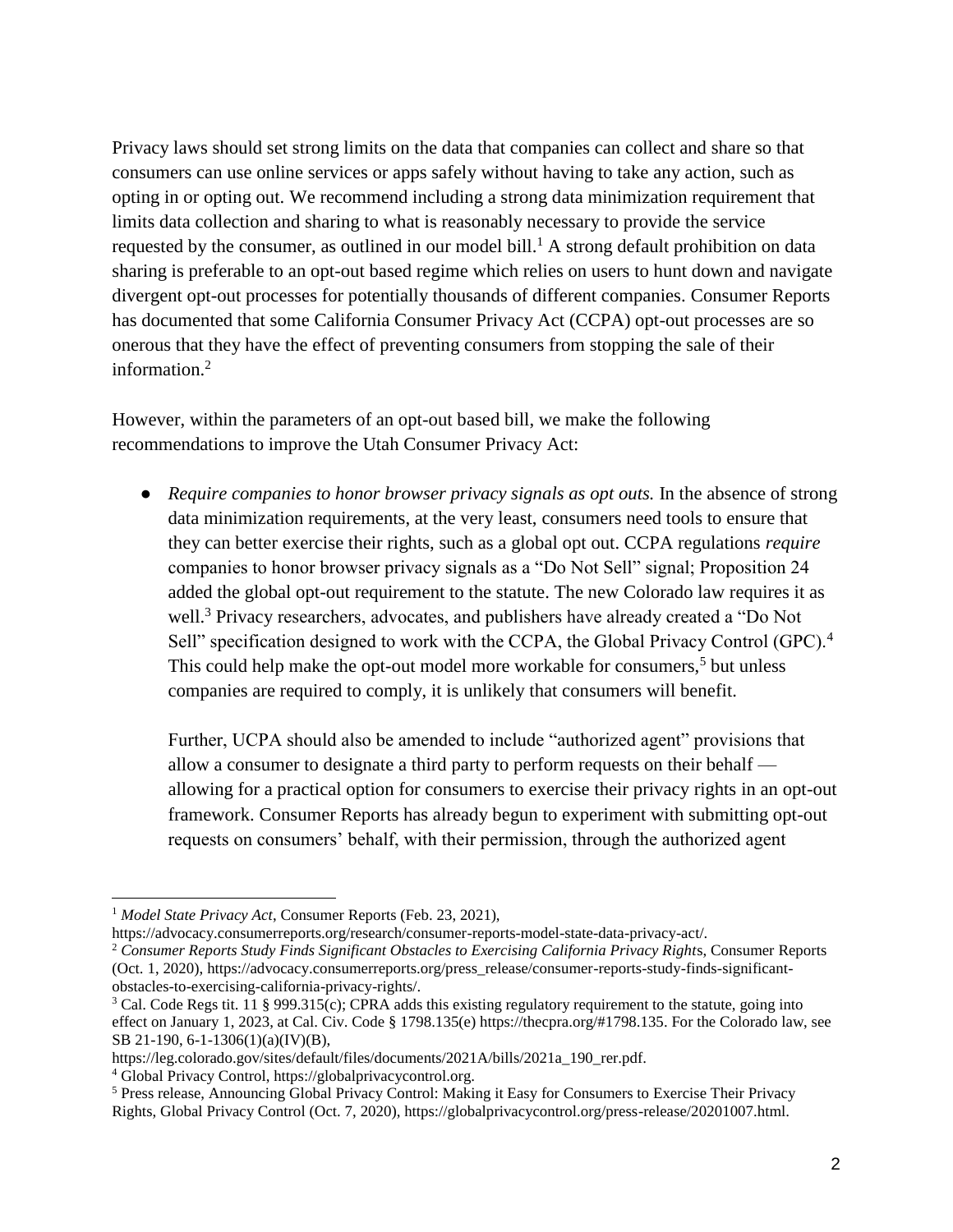Privacy laws should set strong limits on the data that companies can collect and share so that consumers can use online services or apps safely without having to take any action, such as opting in or opting out. We recommend including a strong data minimization requirement that limits data collection and sharing to what is reasonably necessary to provide the service requested by the consumer, as outlined in our model bill.[1] A strong default prohibition on data sharing is preferable to an opt-out based regime which relies on users to hunt down and navigate divergent opt-out processes for potentially thousands of different companies. Consumer Reports has documented that some California Consumer Privacy Act (CCPA) opt-out processes are so onerous that they have the effect of preventing consumers from stopping the sale of their information.[2]

However, within the parameters of an opt-out based bill, we make the following recommendations to improve the Utah Consumer Privacy Act:

- *Require companies to honor browser privacy signals as opt outs.* In the absence of strong data minimization requirements, at the very least, consumers need tools to ensure that they can better exercise their rights, such as a global opt out. CCPA regulations *require* companies to honor browser privacy signals as a "Do Not Sell" signal; Proposition 24 added the global opt-out requirement to the statute. The new Colorado law requires it as well.[3] Privacy researchers, advocates, and publishers have already created a "Do Not Sell" specification designed to work with the CCPA, the Global Privacy Control (GPC).[4] This could help make the opt-out model more workable for consumers,[5] but unless companies are required to comply, it is unlikely that consumers will benefit.

  Further, UCPA should also be amended to include "authorized agent" provisions that allow a consumer to designate a third party to perform requests on their behalf — allowing for a practical option for consumers to exercise their privacy rights in an opt-out framework. Consumer Reports has already begun to experiment with submitting opt-out requests on consumers' behalf, with their permission, through the authorized agent

---

[1] *Model State Privacy Act*, Consumer Reports (Feb. 23, 2021), https://advocacy.consumerreports.org/research/consumer-reports-model-state-data-privacy-act/.

[2] *Consumer Reports Study Finds Significant Obstacles to Exercising California Privacy Rights*, Consumer Reports (Oct. 1, 2020), https://advocacy.consumerreports.org/press_release/consumer-reports-study-finds-significant-obstacles-to-exercising-california-privacy-rights/.

[3] Cal. Code Regs tit. 11 § 999.315(c); CPRA adds this existing regulatory requirement to the statute, going into effect on January 1, 2023, at Cal. Civ. Code § 1798.135(e) https://thecpra.org/#1798.135. For the Colorado law, see SB 21-190, 6-1-1306(1)(a)(IV)(B), https://leg.colorado.gov/sites/default/files/documents/2021A/bills/2021a_190_rer.pdf.

[4] Global Privacy Control, https://globalprivacycontrol.org.

[5] Press release, Announcing Global Privacy Control: Making it Easy for Consumers to Exercise Their Privacy Rights, Global Privacy Control (Oct. 7, 2020), https://globalprivacycontrol.org/press-release/20201007.html.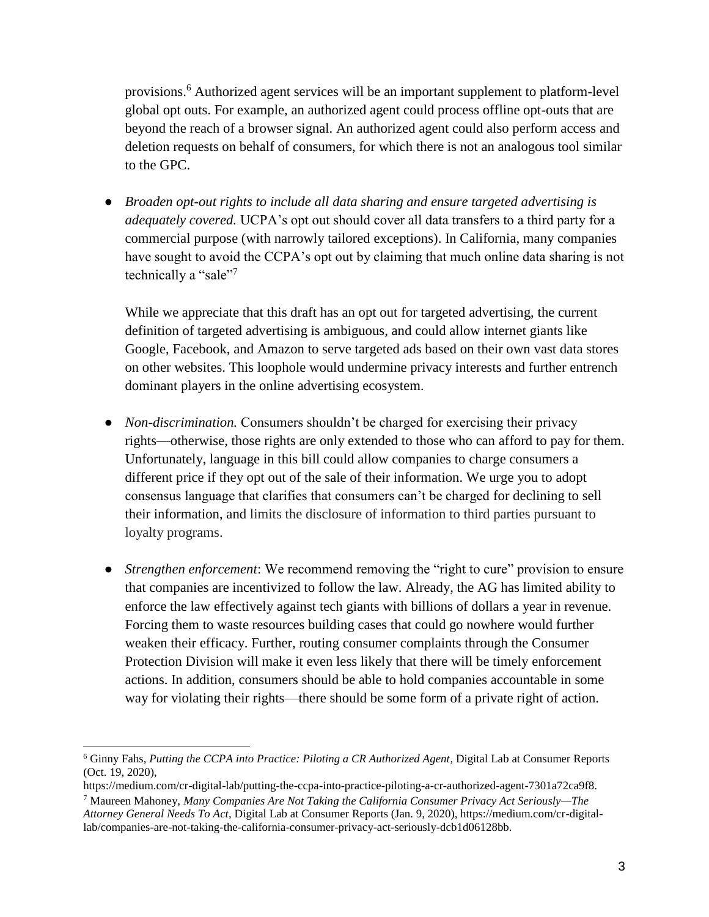provisions.[6] Authorized agent services will be an important supplement to platform-level global opt outs. For example, an authorized agent could process offline opt-outs that are beyond the reach of a browser signal. An authorized agent could also perform access and deletion requests on behalf of consumers, for which there is not an analogous tool similar to the GPC.

- *Broaden opt-out rights to include all data sharing and ensure targeted advertising is adequately covered.* UCPA's opt out should cover all data transfers to a third party for a commercial purpose (with narrowly tailored exceptions). In California, many companies have sought to avoid the CCPA's opt out by claiming that much online data sharing is not technically a "sale"[7]

  While we appreciate that this draft has an opt out for targeted advertising, the current definition of targeted advertising is ambiguous, and could allow internet giants like Google, Facebook, and Amazon to serve targeted ads based on their own vast data stores on other websites. This loophole would undermine privacy interests and further entrench dominant players in the online advertising ecosystem.

- *Non-discrimination.* Consumers shouldn't be charged for exercising their privacy rights—otherwise, those rights are only extended to those who can afford to pay for them. Unfortunately, language in this bill could allow companies to charge consumers a different price if they opt out of the sale of their information. We urge you to adopt consensus language that clarifies that consumers can't be charged for declining to sell their information, and limits the disclosure of information to third parties pursuant to loyalty programs.

- *Strengthen enforcement*: We recommend removing the "right to cure" provision to ensure that companies are incentivized to follow the law. Already, the AG has limited ability to enforce the law effectively against tech giants with billions of dollars a year in revenue. Forcing them to waste resources building cases that could go nowhere would further weaken their efficacy. Further, routing consumer complaints through the Consumer Protection Division will make it even less likely that there will be timely enforcement actions. In addition, consumers should be able to hold companies accountable in some way for violating their rights—there should be some form of a private right of action.

---

[6] Ginny Fahs, *Putting the CCPA into Practice: Piloting a CR Authorized Agent*, Digital Lab at Consumer Reports (Oct. 19, 2020), https://medium.com/cr-digital-lab/putting-the-ccpa-into-practice-piloting-a-cr-authorized-agent-7301a72ca9f8.

[7] Maureen Mahoney, *Many Companies Are Not Taking the California Consumer Privacy Act Seriously—The Attorney General Needs To Act*, Digital Lab at Consumer Reports (Jan. 9, 2020), https://medium.com/cr-digital-lab/companies-are-not-taking-the-california-consumer-privacy-act-seriously-dcb1d06128bb.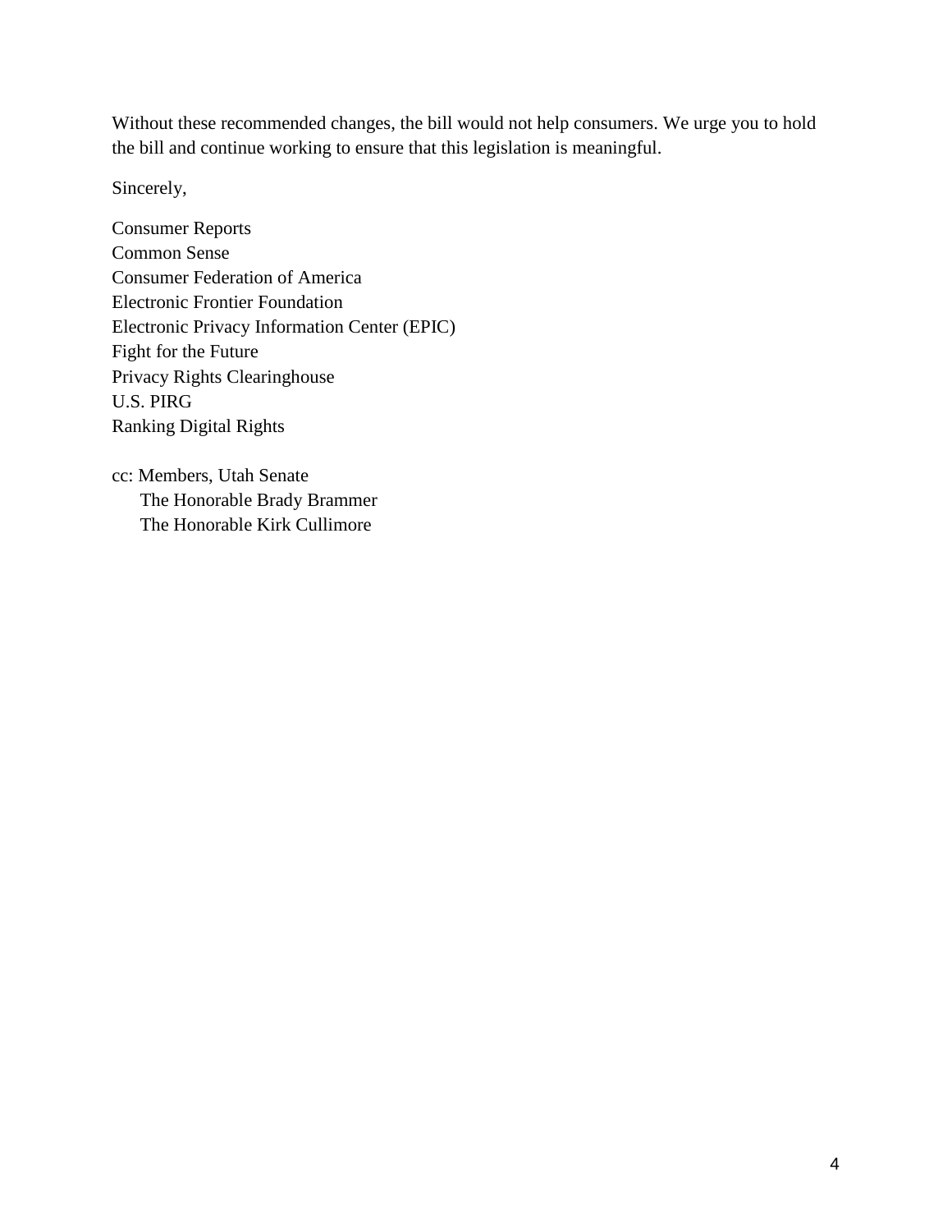Without these recommended changes, the bill would not help consumers. We urge you to hold the bill and continue working to ensure that this legislation is meaningful.

Sincerely,

Consumer Reports  
Common Sense  
Consumer Federation of America  
Electronic Frontier Foundation  
Electronic Privacy Information Center (EPIC)  
Fight for the Future  
Privacy Rights Clearinghouse  
U.S. PIRG  
Ranking Digital Rights

cc: Members, Utah Senate  
The Honorable Brady Brammer  
The Honorable Kirk Cullimore